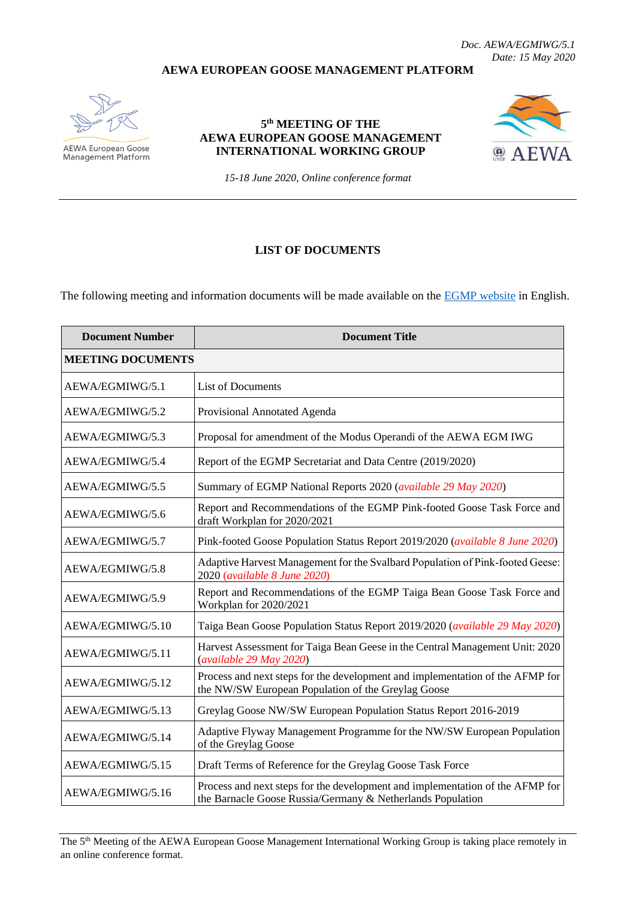*Doc. AEWA/EGMIWG/5.1*
*Date: 15 May 2020*

**AEWA EUROPEAN GOOSE MANAGEMENT PLATFORM**

AEWA European Goose Management Platform

**5th MEETING OF THE AEWA EUROPEAN GOOSE MANAGEMENT INTERNATIONAL WORKING GROUP**

*15-18 June 2020, Online conference format*

## LIST OF DOCUMENTS

The following meeting and information documents will be made available on the EGMP website in English.

| Document Number | Document Title |
|---|---|
| **MEETING DOCUMENTS** | |
| AEWA/EGMIWG/5.1 | List of Documents |
| AEWA/EGMIWG/5.2 | Provisional Annotated Agenda |
| AEWA/EGMIWG/5.3 | Proposal for amendment of the Modus Operandi of the AEWA EGM IWG |
| AEWA/EGMIWG/5.4 | Report of the EGMP Secretariat and Data Centre (2019/2020) |
| AEWA/EGMIWG/5.5 | Summary of EGMP National Reports 2020 (*available 29 May 2020*) |
| AEWA/EGMIWG/5.6 | Report and Recommendations of the EGMP Pink-footed Goose Task Force and draft Workplan for 2020/2021 |
| AEWA/EGMIWG/5.7 | Pink-footed Goose Population Status Report 2019/2020 (*available 8 June 2020*) |
| AEWA/EGMIWG/5.8 | Adaptive Harvest Management for the Svalbard Population of Pink-footed Geese: 2020 (*available 8 June 2020*) |
| AEWA/EGMIWG/5.9 | Report and Recommendations of the EGMP Taiga Bean Goose Task Force and Workplan for 2020/2021 |
| AEWA/EGMIWG/5.10 | Taiga Bean Goose Population Status Report 2019/2020 (*available 29 May 2020*) |
| AEWA/EGMIWG/5.11 | Harvest Assessment for Taiga Bean Geese in the Central Management Unit: 2020 (*available 29 May 2020*) |
| AEWA/EGMIWG/5.12 | Process and next steps for the development and implementation of the AFMP for the NW/SW European Population of the Greylag Goose |
| AEWA/EGMIWG/5.13 | Greylag Goose NW/SW European Population Status Report 2016-2019 |
| AEWA/EGMIWG/5.14 | Adaptive Flyway Management Programme for the NW/SW European Population of the Greylag Goose |
| AEWA/EGMIWG/5.15 | Draft Terms of Reference for the Greylag Goose Task Force |
| AEWA/EGMIWG/5.16 | Process and next steps for the development and implementation of the AFMP for the Barnacle Goose Russia/Germany & Netherlands Population |

The 5th Meeting of the AEWA European Goose Management International Working Group is taking place remotely in an online conference format.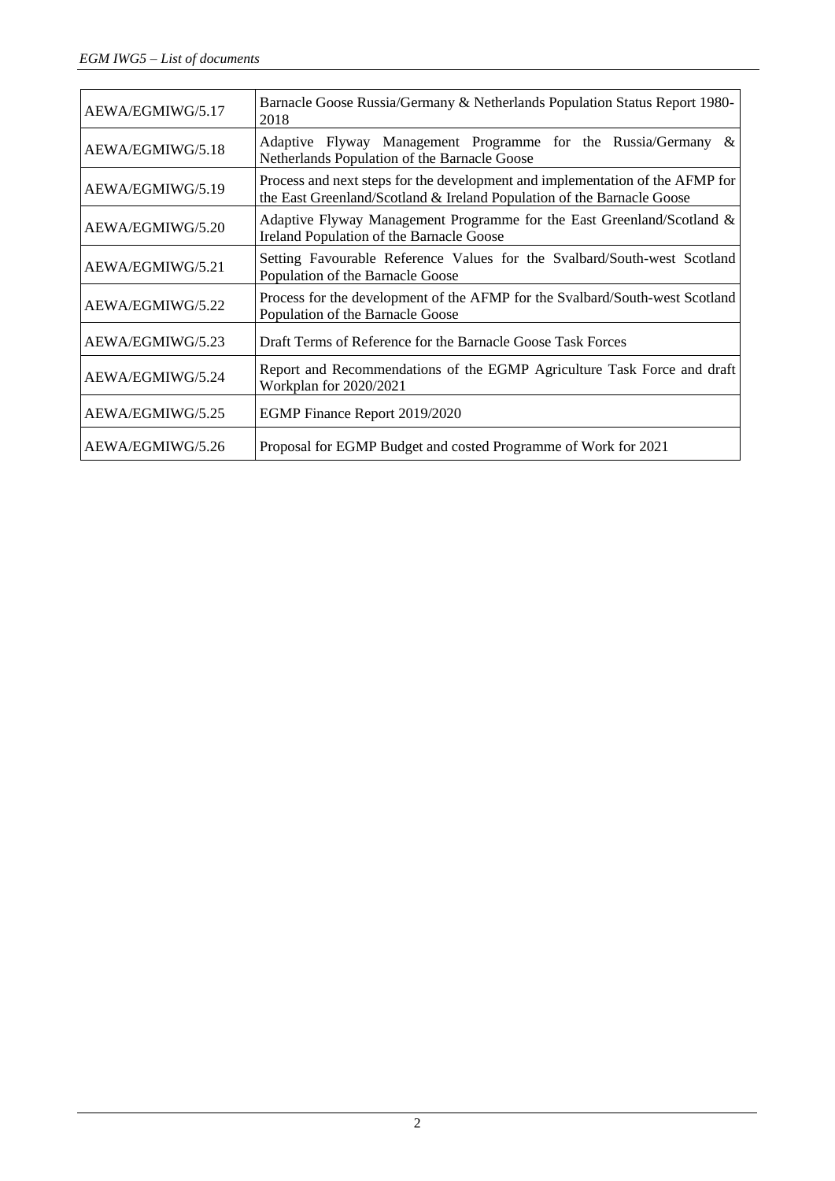| | |
|---|---|
| AEWA/EGMIWG/5.17 | Barnacle Goose Russia/Germany & Netherlands Population Status Report 1980-2018 |
| AEWA/EGMIWG/5.18 | Adaptive Flyway Management Programme for the Russia/Germany & Netherlands Population of the Barnacle Goose |
| AEWA/EGMIWG/5.19 | Process and next steps for the development and implementation of the AFMP for the East Greenland/Scotland & Ireland Population of the Barnacle Goose |
| AEWA/EGMIWG/5.20 | Adaptive Flyway Management Programme for the East Greenland/Scotland & Ireland Population of the Barnacle Goose |
| AEWA/EGMIWG/5.21 | Setting Favourable Reference Values for the Svalbard/South-west Scotland Population of the Barnacle Goose |
| AEWA/EGMIWG/5.22 | Process for the development of the AFMP for the Svalbard/South-west Scotland Population of the Barnacle Goose |
| AEWA/EGMIWG/5.23 | Draft Terms of Reference for the Barnacle Goose Task Forces |
| AEWA/EGMIWG/5.24 | Report and Recommendations of the EGMP Agriculture Task Force and draft Workplan for 2020/2021 |
| AEWA/EGMIWG/5.25 | EGMP Finance Report 2019/2020 |
| AEWA/EGMIWG/5.26 | Proposal for EGMP Budget and costed Programme of Work for 2021 |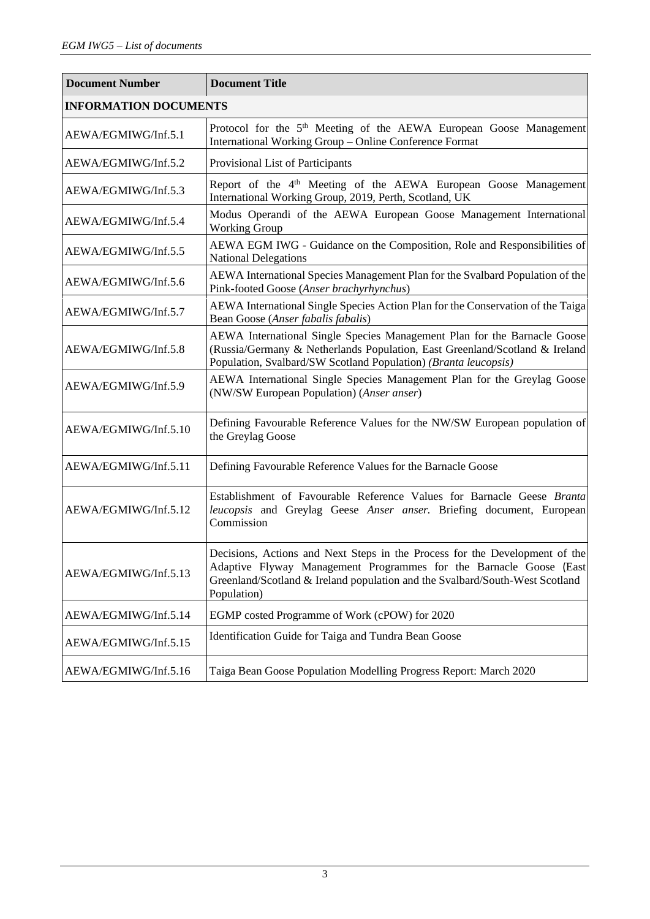| Document Number | Document Title |
|---|---|
| **INFORMATION DOCUMENTS** | |
| AEWA/EGMIWG/Inf.5.1 | Protocol for the 5th Meeting of the AEWA European Goose Management International Working Group – Online Conference Format |
| AEWA/EGMIWG/Inf.5.2 | Provisional List of Participants |
| AEWA/EGMIWG/Inf.5.3 | Report of the 4th Meeting of the AEWA European Goose Management International Working Group, 2019, Perth, Scotland, UK |
| AEWA/EGMIWG/Inf.5.4 | Modus Operandi of the AEWA European Goose Management International Working Group |
| AEWA/EGMIWG/Inf.5.5 | AEWA EGM IWG - Guidance on the Composition, Role and Responsibilities of National Delegations |
| AEWA/EGMIWG/Inf.5.6 | AEWA International Species Management Plan for the Svalbard Population of the Pink-footed Goose (*Anser brachyrhynchus*) |
| AEWA/EGMIWG/Inf.5.7 | AEWA International Single Species Action Plan for the Conservation of the Taiga Bean Goose (*Anser fabalis fabalis*) |
| AEWA/EGMIWG/Inf.5.8 | AEWA International Single Species Management Plan for the Barnacle Goose (Russia/Germany & Netherlands Population, East Greenland/Scotland & Ireland Population, Svalbard/SW Scotland Population) *(Branta leucopsis)* |
| AEWA/EGMIWG/Inf.5.9 | AEWA International Single Species Management Plan for the Greylag Goose (NW/SW European Population) (*Anser anser*) |
| AEWA/EGMIWG/Inf.5.10 | Defining Favourable Reference Values for the NW/SW European population of the Greylag Goose |
| AEWA/EGMIWG/Inf.5.11 | Defining Favourable Reference Values for the Barnacle Goose |
| AEWA/EGMIWG/Inf.5.12 | Establishment of Favourable Reference Values for Barnacle Geese *Branta leucopsis* and Greylag Geese *Anser anser.* Briefing document, European Commission |
| AEWA/EGMIWG/Inf.5.13 | Decisions, Actions and Next Steps in the Process for the Development of the Adaptive Flyway Management Programmes for the Barnacle Goose (East Greenland/Scotland & Ireland population and the Svalbard/South-West Scotland Population) |
| AEWA/EGMIWG/Inf.5.14 | EGMP costed Programme of Work (cPOW) for 2020 |
| AEWA/EGMIWG/Inf.5.15 | Identification Guide for Taiga and Tundra Bean Goose |
| AEWA/EGMIWG/Inf.5.16 | Taiga Bean Goose Population Modelling Progress Report: March 2020 |